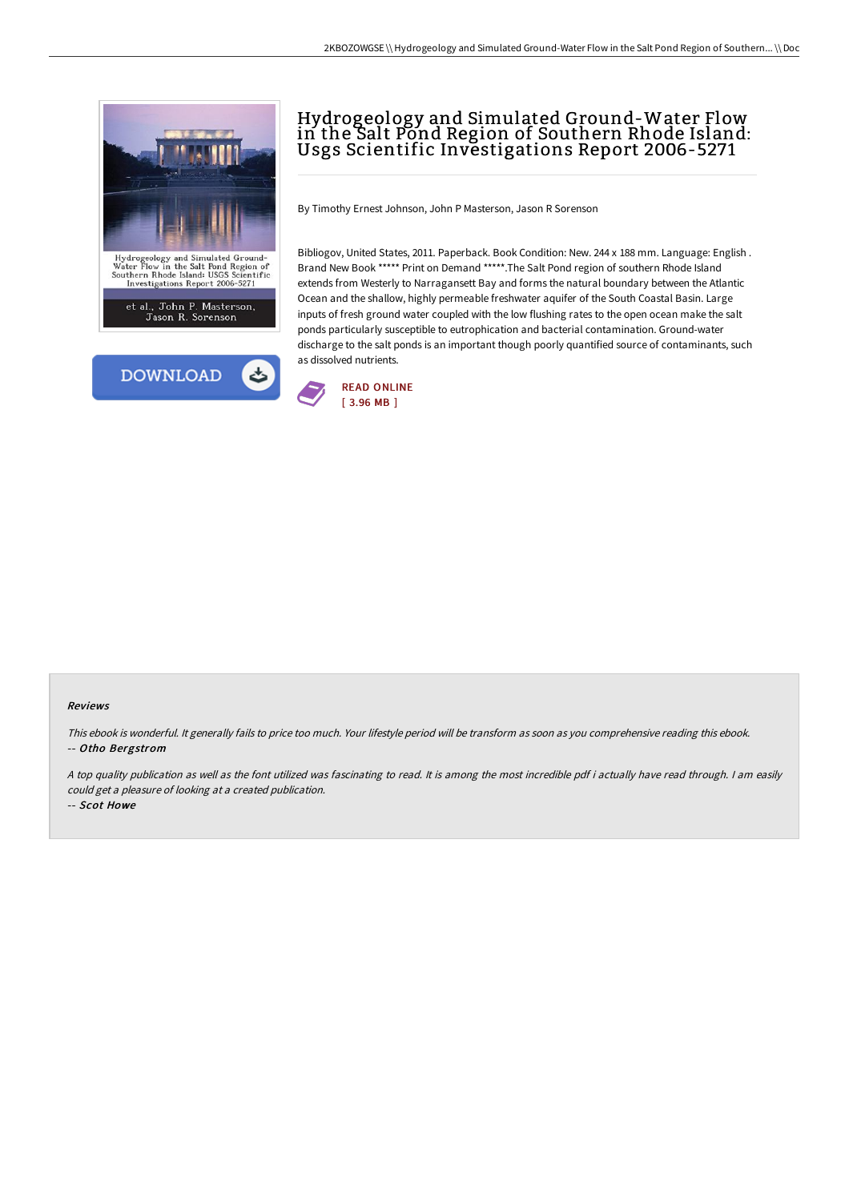# Hydrogeology and Simulated Ground-Water Flow in the Salt Pond Region of Southern Rhode Island: Usgs Scientific Investigations Report 2006-5271

By Timothy Ernest Johnson, John P Masterson, Jason R Sorenson

Bibliogov, United States, 2011. Paperback. Book Condition: New. 244 x 188 mm. Language: English . Brand New Book ***** Print on Demand *****.The Salt Pond region of southern Rhode Island extends from Westerly to Narragansett Bay and forms the natural boundary between the Atlantic Ocean and the shallow, highly permeable freshwater aquifer of the South Coastal Basin. Large inputs of fresh ground water coupled with the low flushing rates to the open ocean make the salt ponds particularly susceptible to eutrophication and bacterial contamination. Ground-water discharge to the salt ponds is an important though poorly quantified source of contaminants, such as dissolved nutrients.

READ ONLINE
[ 3.96 MB ]

#### Reviews

*This ebook is wonderful. It generally fails to price too much. Your lifestyle period will be transform as soon as you comprehensive reading this ebook.*
-- ***Otho Bergstrom***

*A top quality publication as well as the font utilized was fascinating to read. It is among the most incredible pdf i actually have read through. I am easily could get a pleasure of looking at a created publication.*
-- ***Scot Howe***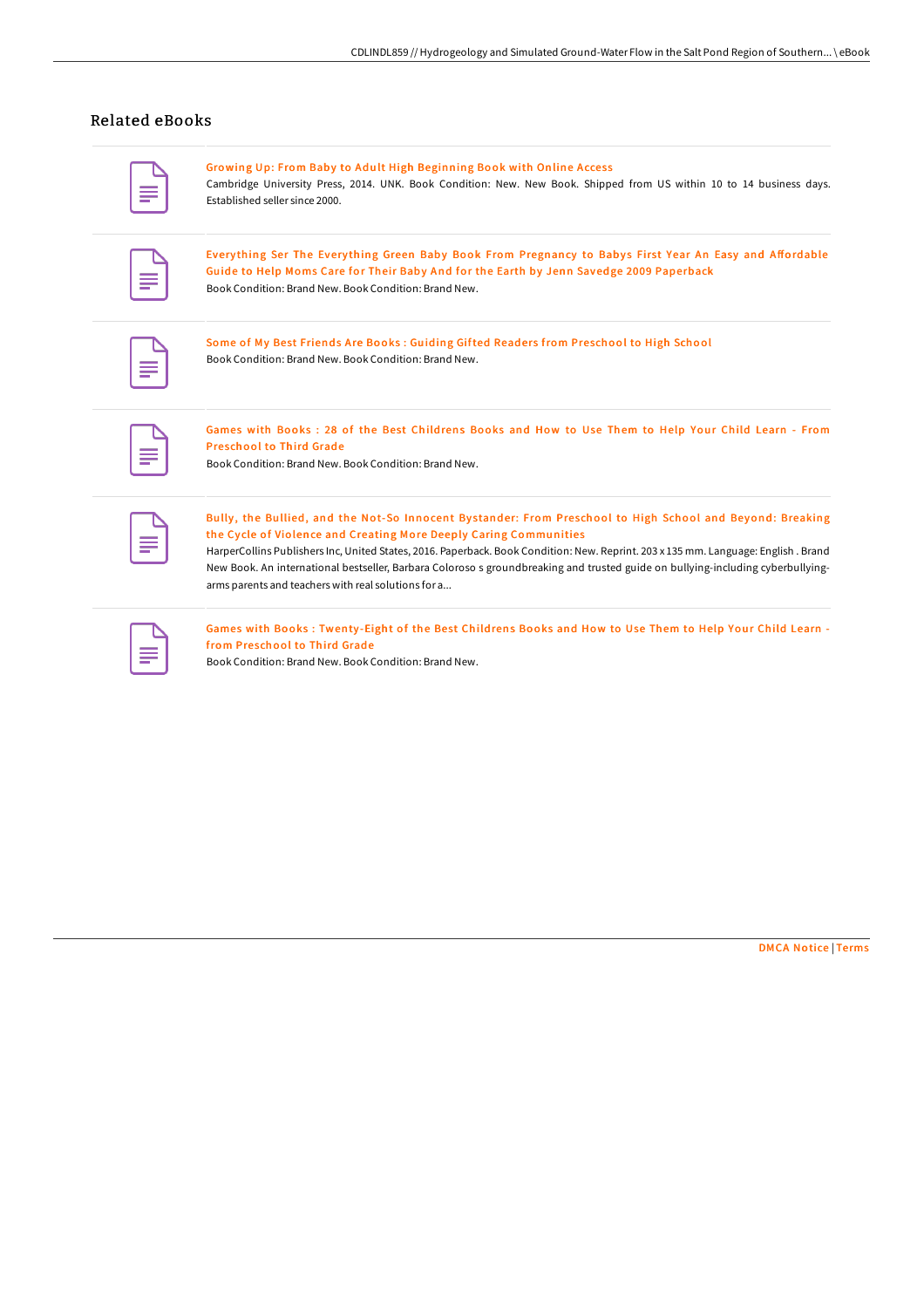## Related eBooks

**Growing Up: From Baby to Adult High Beginning Book with Online Access**
Cambridge University Press, 2014. UNK. Book Condition: New. New Book. Shipped from US within 10 to 14 business days. Established seller since 2000.

**Everything Ser The Everything Green Baby Book From Pregnancy to Babys First Year An Easy and Affordable Guide to Help Moms Care for Their Baby And for the Earth by Jenn Savedge 2009 Paperback**
Book Condition: Brand New. Book Condition: Brand New.

**Some of My Best Friends Are Books : Guiding Gifted Readers from Preschool to High School**
Book Condition: Brand New. Book Condition: Brand New.

**Games with Books : 28 of the Best Childrens Books and How to Use Them to Help Your Child Learn - From Preschool to Third Grade**
Book Condition: Brand New. Book Condition: Brand New.

**Bully, the Bullied, and the Not-So Innocent Bystander: From Preschool to High School and Beyond: Breaking the Cycle of Violence and Creating More Deeply Caring Communities**
HarperCollins Publishers Inc, United States, 2016. Paperback. Book Condition: New. Reprint. 203 x 135 mm. Language: English . Brand New Book. An international bestseller, Barbara Coloroso s groundbreaking and trusted guide on bullying-including cyberbullying-arms parents and teachers with real solutions for a...

**Games with Books : Twenty-Eight of the Best Childrens Books and How to Use Them to Help Your Child Learn - from Preschool to Third Grade**
Book Condition: Brand New. Book Condition: Brand New.

DMCA Notice | Terms